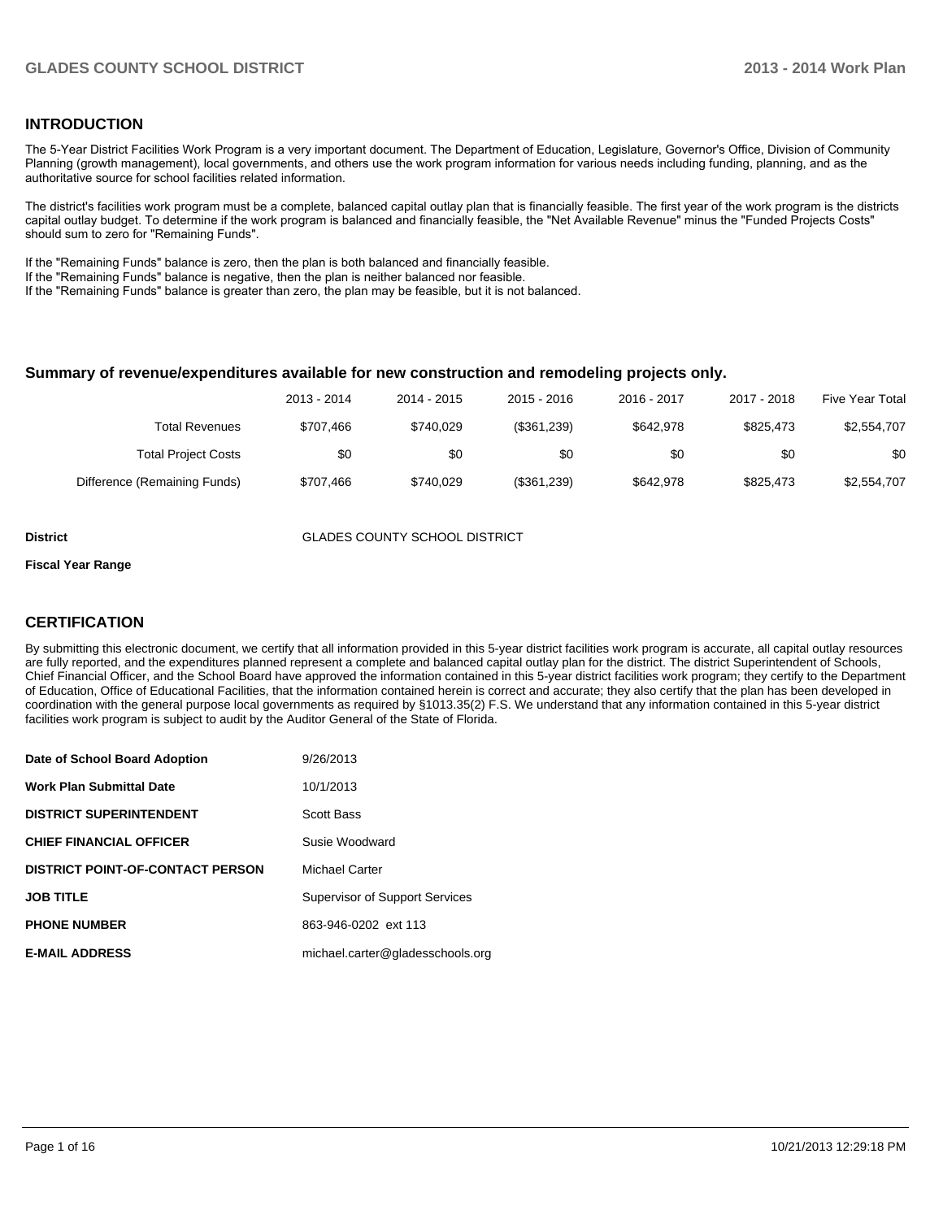## INTRODUCTION

The 5-Year District Facilities Work Program is a very important document. The Department of Education, Legislature, Governor's Office, Division of Community Planning (growth management), local governments, and others use the work program information for various needs including funding, planning, and as the authoritative source for school facilities related information.

The district's facilities work program must be a complete, balanced capital outlay plan that is financially feasible. The first year of the work program is the districts capital outlay budget. To determine if the work program is balanced and financially feasible, the "Net Available Revenue" minus the "Funded Projects Costs" should sum to zero for "Remaining Funds".

If the "Remaining Funds" balance is zero, then the plan is both balanced and financially feasible.
If the "Remaining Funds" balance is negative, then the plan is neither balanced nor feasible.
If the "Remaining Funds" balance is greater than zero, the plan may be feasible, but it is not balanced.

### Summary of revenue/expenditures available for new construction and remodeling projects only.

| | 2013 - 2014 | 2014 - 2015 | 2015 - 2016 | 2016 - 2017 | 2017 - 2018 | Five Year Total |
|---|---|---|---|---|---|---|
| Total Revenues | $707,466 | $740,029 | ($361,239) | $642,978 | $825,473 | $2,554,707 |
| Total Project Costs | $0 | $0 | $0 | $0 | $0 | $0 |
| Difference (Remaining Funds) | $707,466 | $740,029 | ($361,239) | $642,978 | $825,473 | $2,554,707 |

**District** GLADES COUNTY SCHOOL DISTRICT

**Fiscal Year Range**

## CERTIFICATION

By submitting this electronic document, we certify that all information provided in this 5-year district facilities work program is accurate, all capital outlay resources are fully reported, and the expenditures planned represent a complete and balanced capital outlay plan for the district. The district Superintendent of Schools, Chief Financial Officer, and the School Board have approved the information contained in this 5-year district facilities work program; they certify to the Department of Education, Office of Educational Facilities, that the information contained herein is correct and accurate; they also certify that the plan has been developed in coordination with the general purpose local governments as required by §1013.35(2) F.S. We understand that any information contained in this 5-year district facilities work program is subject to audit by the Auditor General of the State of Florida.

| | |
|---|---|
| **Date of School Board Adoption** | 9/26/2013 |
| **Work Plan Submittal Date** | 10/1/2013 |
| **DISTRICT SUPERINTENDENT** | Scott Bass |
| **CHIEF FINANCIAL OFFICER** | Susie Woodward |
| **DISTRICT POINT-OF-CONTACT PERSON** | Michael Carter |
| **JOB TITLE** | Supervisor of Support Services |
| **PHONE NUMBER** | 863-946-0202 ext 113 |
| **E-MAIL ADDRESS** | michael.carter@gladesschools.org |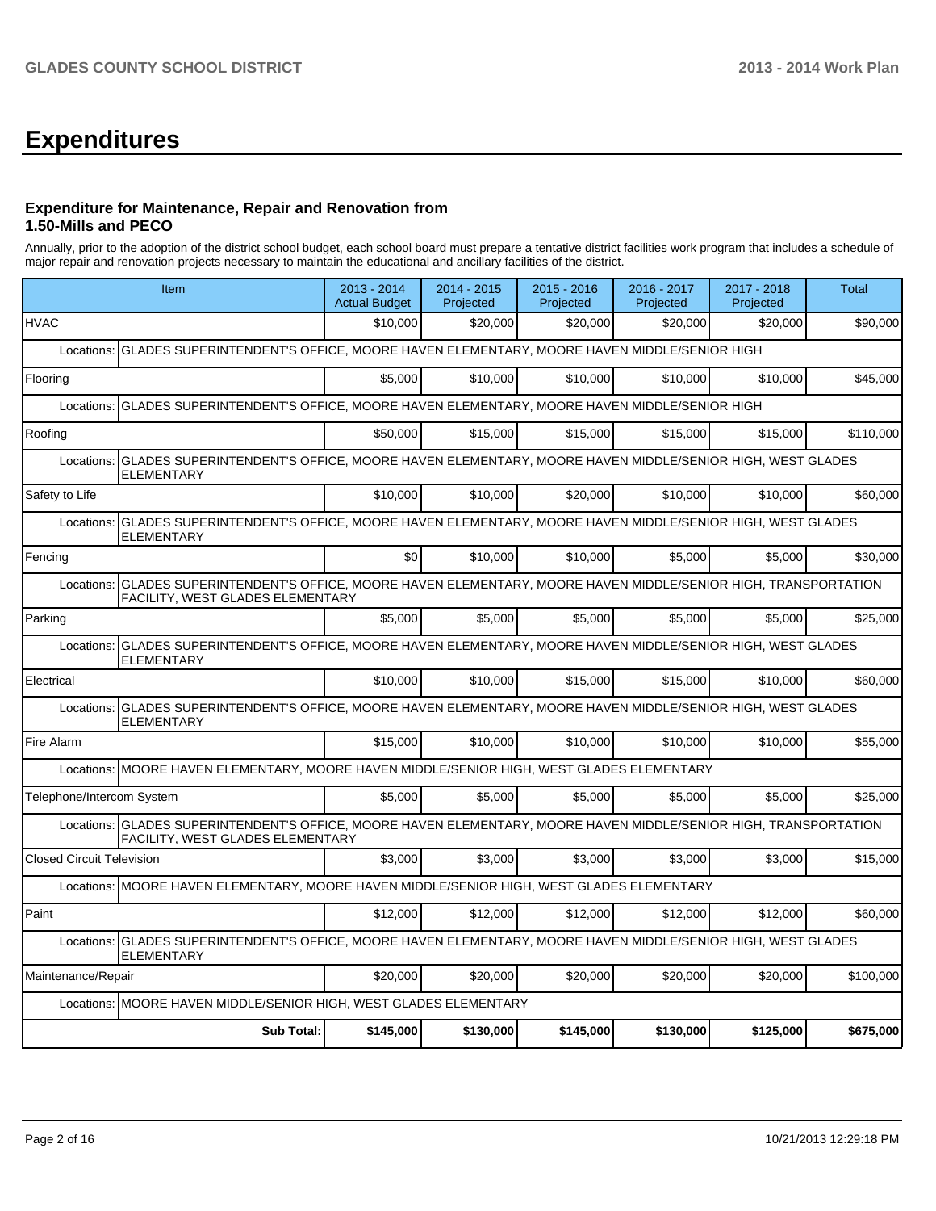# Expenditures

### Expenditure for Maintenance, Repair and Renovation from 1.50-Mills and PECO

Annually, prior to the adoption of the district school budget, each school board must prepare a tentative district facilities work program that includes a schedule of major repair and renovation projects necessary to maintain the educational and ancillary facilities of the district.

| Item | 2013 - 2014 Actual Budget | 2014 - 2015 Projected | 2015 - 2016 Projected | 2016 - 2017 Projected | 2017 - 2018 Projected | Total |
|---|---|---|---|---|---|---|
| HVAC | $10,000 | $20,000 | $20,000 | $20,000 | $20,000 | $90,000 |
| Locations: GLADES SUPERINTENDENT'S OFFICE, MOORE HAVEN ELEMENTARY, MOORE HAVEN MIDDLE/SENIOR HIGH | | | | | | |
| Flooring | $5,000 | $10,000 | $10,000 | $10,000 | $10,000 | $45,000 |
| Locations: GLADES SUPERINTENDENT'S OFFICE, MOORE HAVEN ELEMENTARY, MOORE HAVEN MIDDLE/SENIOR HIGH | | | | | | |
| Roofing | $50,000 | $15,000 | $15,000 | $15,000 | $15,000 | $110,000 |
| Locations: GLADES SUPERINTENDENT'S OFFICE, MOORE HAVEN ELEMENTARY, MOORE HAVEN MIDDLE/SENIOR HIGH, WEST GLADES ELEMENTARY | | | | | | |
| Safety to Life | $10,000 | $10,000 | $20,000 | $10,000 | $10,000 | $60,000 |
| Locations: GLADES SUPERINTENDENT'S OFFICE, MOORE HAVEN ELEMENTARY, MOORE HAVEN MIDDLE/SENIOR HIGH, WEST GLADES ELEMENTARY | | | | | | |
| Fencing | $0 | $10,000 | $10,000 | $5,000 | $5,000 | $30,000 |
| Locations: GLADES SUPERINTENDENT'S OFFICE, MOORE HAVEN ELEMENTARY, MOORE HAVEN MIDDLE/SENIOR HIGH, TRANSPORTATION FACILITY, WEST GLADES ELEMENTARY | | | | | | |
| Parking | $5,000 | $5,000 | $5,000 | $5,000 | $5,000 | $25,000 |
| Locations: GLADES SUPERINTENDENT'S OFFICE, MOORE HAVEN ELEMENTARY, MOORE HAVEN MIDDLE/SENIOR HIGH, WEST GLADES ELEMENTARY | | | | | | |
| Electrical | $10,000 | $10,000 | $15,000 | $15,000 | $10,000 | $60,000 |
| Locations: GLADES SUPERINTENDENT'S OFFICE, MOORE HAVEN ELEMENTARY, MOORE HAVEN MIDDLE/SENIOR HIGH, WEST GLADES ELEMENTARY | | | | | | |
| Fire Alarm | $15,000 | $10,000 | $10,000 | $10,000 | $10,000 | $55,000 |
| Locations: MOORE HAVEN ELEMENTARY, MOORE HAVEN MIDDLE/SENIOR HIGH, WEST GLADES ELEMENTARY | | | | | | |
| Telephone/Intercom System | $5,000 | $5,000 | $5,000 | $5,000 | $5,000 | $25,000 |
| Locations: GLADES SUPERINTENDENT'S OFFICE, MOORE HAVEN ELEMENTARY, MOORE HAVEN MIDDLE/SENIOR HIGH, TRANSPORTATION FACILITY, WEST GLADES ELEMENTARY | | | | | | |
| Closed Circuit Television | $3,000 | $3,000 | $3,000 | $3,000 | $3,000 | $15,000 |
| Locations: MOORE HAVEN ELEMENTARY, MOORE HAVEN MIDDLE/SENIOR HIGH, WEST GLADES ELEMENTARY | | | | | | |
| Paint | $12,000 | $12,000 | $12,000 | $12,000 | $12,000 | $60,000 |
| Locations: GLADES SUPERINTENDENT'S OFFICE, MOORE HAVEN ELEMENTARY, MOORE HAVEN MIDDLE/SENIOR HIGH, WEST GLADES ELEMENTARY | | | | | | |
| Maintenance/Repair | $20,000 | $20,000 | $20,000 | $20,000 | $20,000 | $100,000 |
| Locations: MOORE HAVEN MIDDLE/SENIOR HIGH, WEST GLADES ELEMENTARY | | | | | | |
| **Sub Total:** | **$145,000** | **$130,000** | **$145,000** | **$130,000** | **$125,000** | **$675,000** |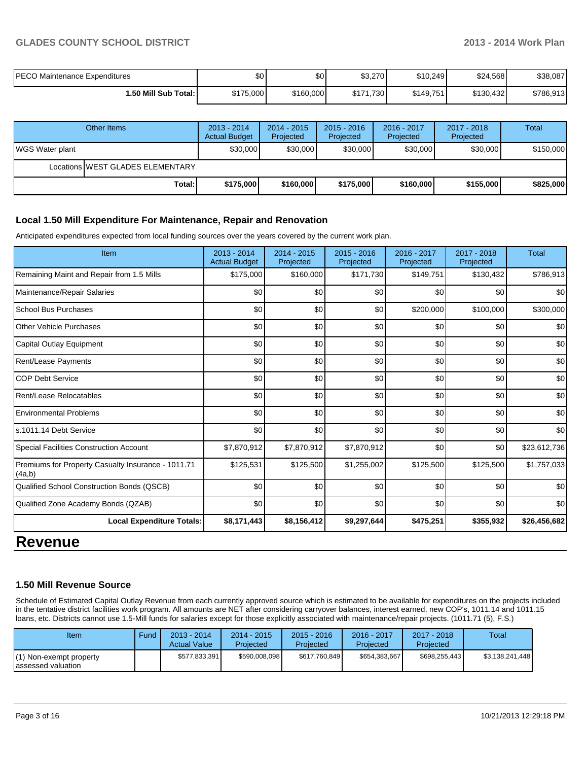| | | | | | | |
|---|---|---|---|---|---|---|
| PECO Maintenance Expenditures | $0 | $0 | $3,270 | $10,249 | $24,568 | $38,087 |
| **1.50 Mill Sub Total:** | $175,000 | $160,000 | $171,730 | $149,751 | $130,432 | $786,913 |

| Other Items | 2013 - 2014 Actual Budget | 2014 - 2015 Projected | 2015 - 2016 Projected | 2016 - 2017 Projected | 2017 - 2018 Projected | Total |
|---|---|---|---|---|---|---|
| WGS Water plant | $30,000 | $30,000 | $30,000 | $30,000 | $30,000 | $150,000 |
| Locations WEST GLADES ELEMENTARY | | | | | | |
| **Total:** | **$175,000** | **$160,000** | **$175,000** | **$160,000** | **$155,000** | **$825,000** |

### Local 1.50 Mill Expenditure For Maintenance, Repair and Renovation

Anticipated expenditures expected from local funding sources over the years covered by the current work plan.

| Item | 2013 - 2014 Actual Budget | 2014 - 2015 Projected | 2015 - 2016 Projected | 2016 - 2017 Projected | 2017 - 2018 Projected | Total |
|---|---|---|---|---|---|---|
| Remaining Maint and Repair from 1.5 Mills | $175,000 | $160,000 | $171,730 | $149,751 | $130,432 | $786,913 |
| Maintenance/Repair Salaries | $0 | $0 | $0 | $0 | $0 | $0 |
| School Bus Purchases | $0 | $0 | $0 | $200,000 | $100,000 | $300,000 |
| Other Vehicle Purchases | $0 | $0 | $0 | $0 | $0 | $0 |
| Capital Outlay Equipment | $0 | $0 | $0 | $0 | $0 | $0 |
| Rent/Lease Payments | $0 | $0 | $0 | $0 | $0 | $0 |
| COP Debt Service | $0 | $0 | $0 | $0 | $0 | $0 |
| Rent/Lease Relocatables | $0 | $0 | $0 | $0 | $0 | $0 |
| Environmental Problems | $0 | $0 | $0 | $0 | $0 | $0 |
| s.1011.14 Debt Service | $0 | $0 | $0 | $0 | $0 | $0 |
| Special Facilities Construction Account | $7,870,912 | $7,870,912 | $7,870,912 | $0 | $0 | $23,612,736 |
| Premiums for Property Casualty Insurance - 1011.71 (4a,b) | $125,531 | $125,500 | $1,255,002 | $125,500 | $125,500 | $1,757,033 |
| Qualified School Construction Bonds (QSCB) | $0 | $0 | $0 | $0 | $0 | $0 |
| Qualified Zone Academy Bonds (QZAB) | $0 | $0 | $0 | $0 | $0 | $0 |
| **Local Expenditure Totals:** | **$8,171,443** | **$8,156,412** | **$9,297,644** | **$475,251** | **$355,932** | **$26,456,682** |

# Revenue

### 1.50 Mill Revenue Source

Schedule of Estimated Capital Outlay Revenue from each currently approved source which is estimated to be available for expenditures on the projects included in the tentative district facilities work program. All amounts are NET after considering carryover balances, interest earned, new COP's, 1011.14 and 1011.15 loans, etc. Districts cannot use 1.5-Mill funds for salaries except for those explicitly associated with maintenance/repair projects. (1011.71 (5), F.S.)

| Item | Fund | 2013 - 2014 Actual Value | 2014 - 2015 Projected | 2015 - 2016 Projected | 2016 - 2017 Projected | 2017 - 2018 Projected | Total |
|---|---|---|---|---|---|---|---|
| (1) Non-exempt property assessed valuation | | $577,833,391 | $590,008,098 | $617,760,849 | $654,383,667 | $698,255,443 | $3,138,241,448 |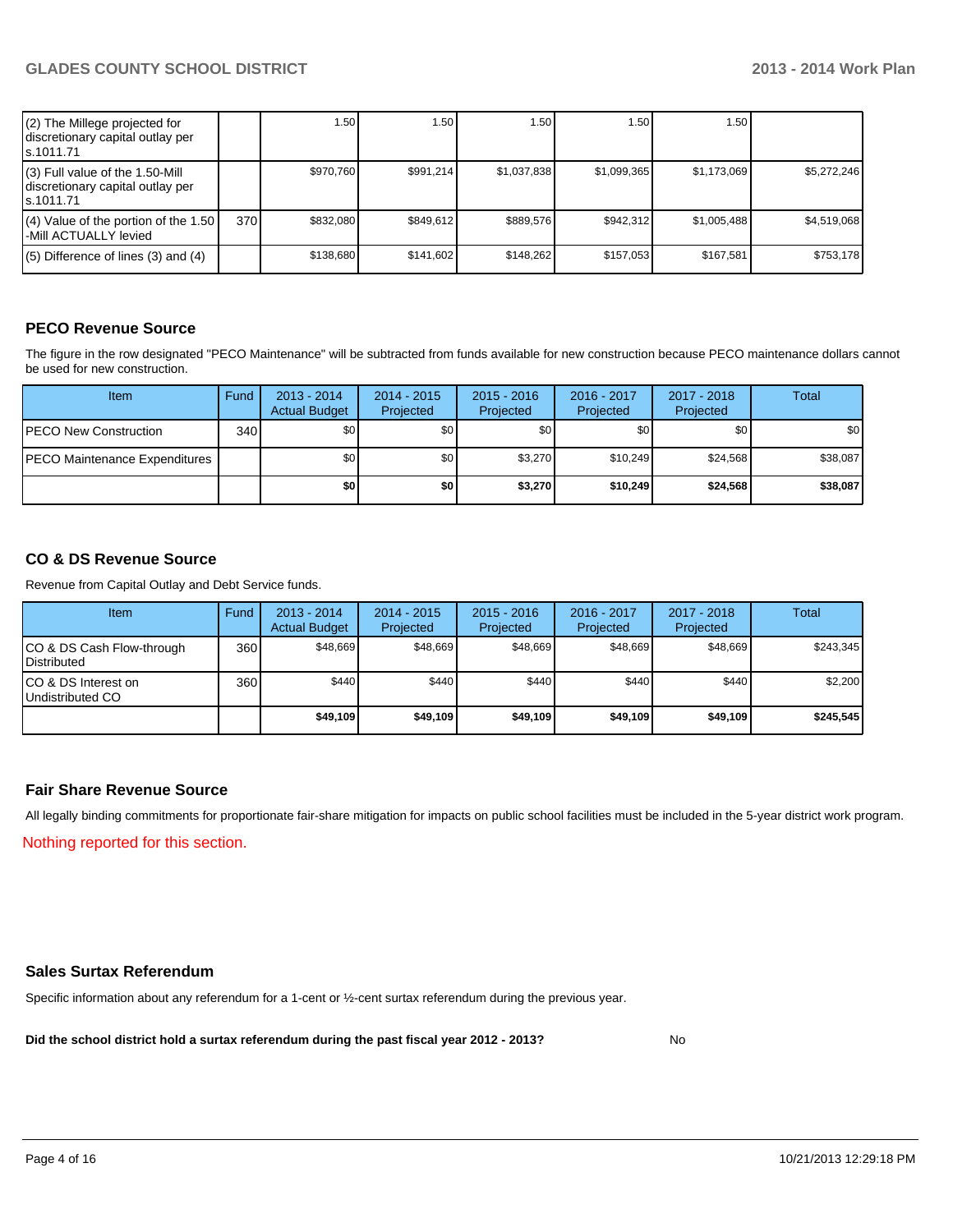| (2) The Millege projected for discretionary capital outlay per s.1011.71 | | 1.50 | 1.50 | 1.50 | 1.50 | 1.50 | |
|---|---|---|---|---|---|---|---|
| (3) Full value of the 1.50-Mill discretionary capital outlay per s.1011.71 | | $970,760 | $991,214 | $1,037,838 | $1,099,365 | $1,173,069 | $5,272,246 |
| (4) Value of the portion of the 1.50 -Mill ACTUALLY levied | 370 | $832,080 | $849,612 | $889,576 | $942,312 | $1,005,488 | $4,519,068 |
| (5) Difference of lines (3) and (4) | | $138,680 | $141,602 | $148,262 | $157,053 | $167,581 | $753,178 |

## PECO Revenue Source

The figure in the row designated "PECO Maintenance" will be subtracted from funds available for new construction because PECO maintenance dollars cannot be used for new construction.

| Item | Fund | 2013 - 2014 Actual Budget | 2014 - 2015 Projected | 2015 - 2016 Projected | 2016 - 2017 Projected | 2017 - 2018 Projected | Total |
|---|---|---|---|---|---|---|---|
| PECO New Construction | 340 | $0 | $0 | $0 | $0 | $0 | $0 |
| PECO Maintenance Expenditures | | $0 | $0 | $3,270 | $10,249 | $24,568 | $38,087 |
| | | **$0** | **$0** | **$3,270** | **$10,249** | **$24,568** | **$38,087** |

## CO & DS Revenue Source

Revenue from Capital Outlay and Debt Service funds.

| Item | Fund | 2013 - 2014 Actual Budget | 2014 - 2015 Projected | 2015 - 2016 Projected | 2016 - 2017 Projected | 2017 - 2018 Projected | Total |
|---|---|---|---|---|---|---|---|
| CO & DS Cash Flow-through Distributed | 360 | $48,669 | $48,669 | $48,669 | $48,669 | $48,669 | $243,345 |
| CO & DS Interest on Undistributed CO | 360 | $440 | $440 | $440 | $440 | $440 | $2,200 |
| | | **$49,109** | **$49,109** | **$49,109** | **$49,109** | **$49,109** | **$245,545** |

## Fair Share Revenue Source

All legally binding commitments for proportionate fair-share mitigation for impacts on public school facilities must be included in the 5-year district work program.

Nothing reported for this section.

## Sales Surtax Referendum

Specific information about any referendum for a 1-cent or ½-cent surtax referendum during the previous year.

**Did the school district hold a surtax referendum during the past fiscal year 2012 - 2013?** No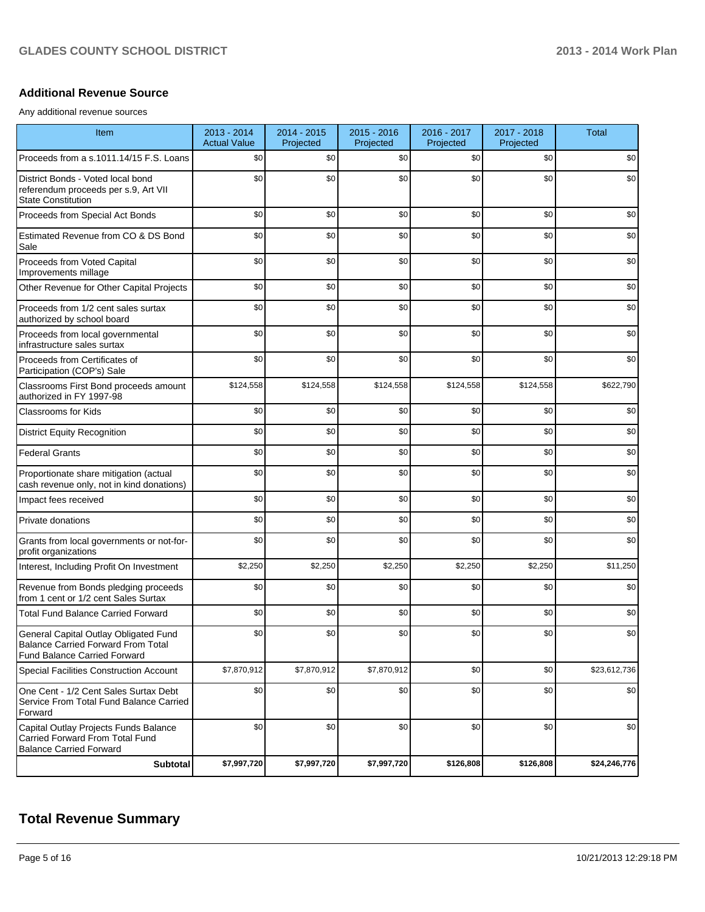## Additional Revenue Source

Any additional revenue sources

| Item | 2013 - 2014 Actual Value | 2014 - 2015 Projected | 2015 - 2016 Projected | 2016 - 2017 Projected | 2017 - 2018 Projected | Total |
|---|---|---|---|---|---|---|
| Proceeds from a s.1011.14/15 F.S. Loans | $0 | $0 | $0 | $0 | $0 | $0 |
| District Bonds - Voted local bond referendum proceeds per s.9, Art VII State Constitution | $0 | $0 | $0 | $0 | $0 | $0 |
| Proceeds from Special Act Bonds | $0 | $0 | $0 | $0 | $0 | $0 |
| Estimated Revenue from CO & DS Bond Sale | $0 | $0 | $0 | $0 | $0 | $0 |
| Proceeds from Voted Capital Improvements millage | $0 | $0 | $0 | $0 | $0 | $0 |
| Other Revenue for Other Capital Projects | $0 | $0 | $0 | $0 | $0 | $0 |
| Proceeds from 1/2 cent sales surtax authorized by school board | $0 | $0 | $0 | $0 | $0 | $0 |
| Proceeds from local governmental infrastructure sales surtax | $0 | $0 | $0 | $0 | $0 | $0 |
| Proceeds from Certificates of Participation (COP's) Sale | $0 | $0 | $0 | $0 | $0 | $0 |
| Classrooms First Bond proceeds amount authorized in FY 1997-98 | $124,558 | $124,558 | $124,558 | $124,558 | $124,558 | $622,790 |
| Classrooms for Kids | $0 | $0 | $0 | $0 | $0 | $0 |
| District Equity Recognition | $0 | $0 | $0 | $0 | $0 | $0 |
| Federal Grants | $0 | $0 | $0 | $0 | $0 | $0 |
| Proportionate share mitigation (actual cash revenue only, not in kind donations) | $0 | $0 | $0 | $0 | $0 | $0 |
| Impact fees received | $0 | $0 | $0 | $0 | $0 | $0 |
| Private donations | $0 | $0 | $0 | $0 | $0 | $0 |
| Grants from local governments or not-for-profit organizations | $0 | $0 | $0 | $0 | $0 | $0 |
| Interest, Including Profit On Investment | $2,250 | $2,250 | $2,250 | $2,250 | $2,250 | $11,250 |
| Revenue from Bonds pledging proceeds from 1 cent or 1/2 cent Sales Surtax | $0 | $0 | $0 | $0 | $0 | $0 |
| Total Fund Balance Carried Forward | $0 | $0 | $0 | $0 | $0 | $0 |
| General Capital Outlay Obligated Fund Balance Carried Forward From Total Fund Balance Carried Forward | $0 | $0 | $0 | $0 | $0 | $0 |
| Special Facilities Construction Account | $7,870,912 | $7,870,912 | $7,870,912 | $0 | $0 | $23,612,736 |
| One Cent - 1/2 Cent Sales Surtax Debt Service From Total Fund Balance Carried Forward | $0 | $0 | $0 | $0 | $0 | $0 |
| Capital Outlay Projects Funds Balance Carried Forward From Total Fund Balance Carried Forward | $0 | $0 | $0 | $0 | $0 | $0 |
| **Subtotal** | **$7,997,720** | **$7,997,720** | **$7,997,720** | **$126,808** | **$126,808** | **$24,246,776** |

# Total Revenue Summary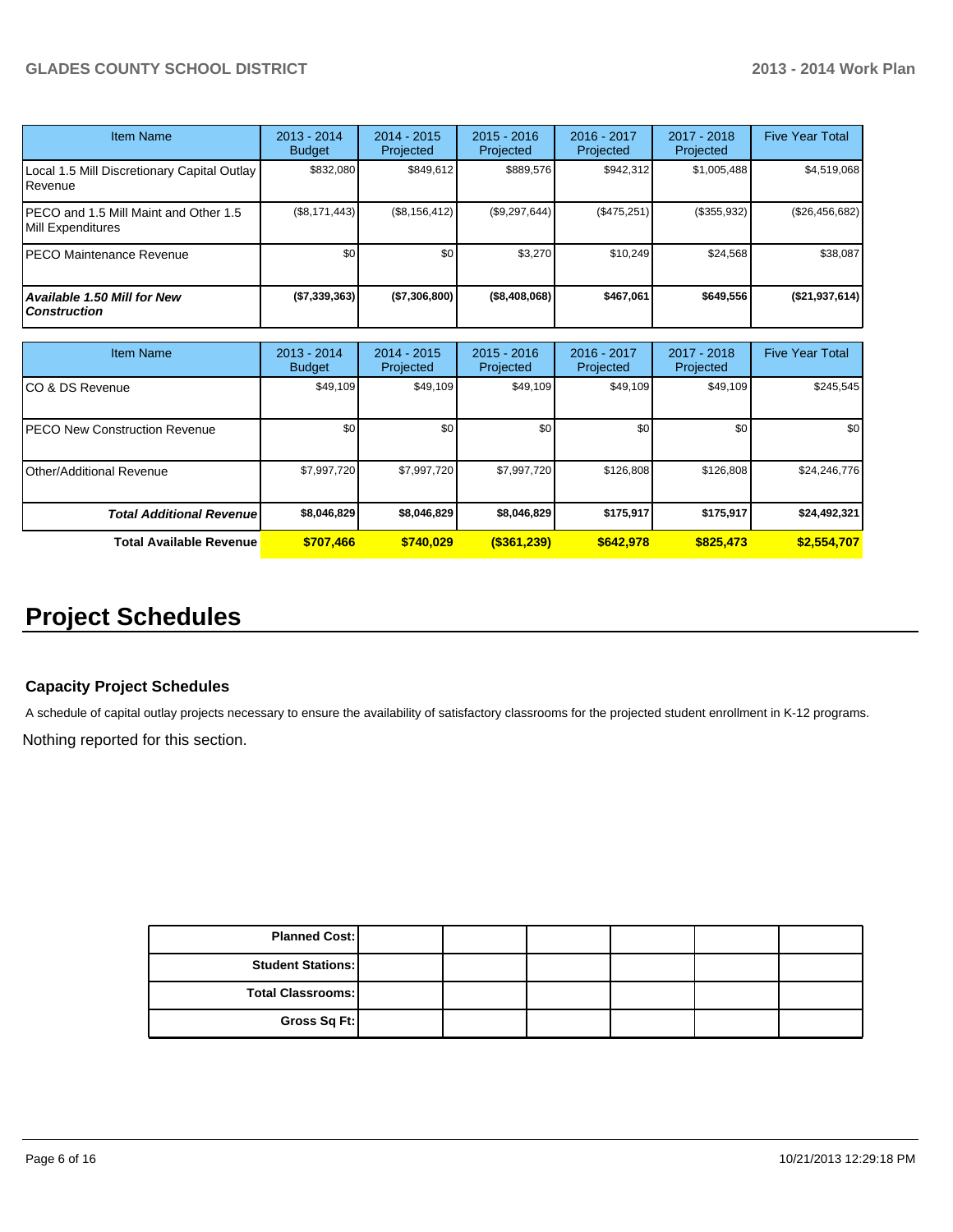| Item Name | 2013 - 2014 Budget | 2014 - 2015 Projected | 2015 - 2016 Projected | 2016 - 2017 Projected | 2017 - 2018 Projected | Five Year Total |
|---|---|---|---|---|---|---|
| Local 1.5 Mill Discretionary Capital Outlay Revenue | $832,080 | $849,612 | $889,576 | $942,312 | $1,005,488 | $4,519,068 |
| PECO and 1.5 Mill Maint and Other 1.5 Mill Expenditures | ($8,171,443) | ($8,156,412) | ($9,297,644) | ($475,251) | ($355,932) | ($26,456,682) |
| PECO Maintenance Revenue | $0 | $0 | $3,270 | $10,249 | $24,568 | $38,087 |
| ***Available 1.50 Mill for New Construction*** | **($7,339,363)** | **($7,306,800)** | **($8,408,068)** | **$467,061** | **$649,556** | **($21,937,614)** |

| Item Name | 2013 - 2014 Budget | 2014 - 2015 Projected | 2015 - 2016 Projected | 2016 - 2017 Projected | 2017 - 2018 Projected | Five Year Total |
|---|---|---|---|---|---|---|
| CO & DS Revenue | $49,109 | $49,109 | $49,109 | $49,109 | $49,109 | $245,545 |
| PECO New Construction Revenue | $0 | $0 | $0 | $0 | $0 | $0 |
| Other/Additional Revenue | $7,997,720 | $7,997,720 | $7,997,720 | $126,808 | $126,808 | $24,246,776 |
| ***Total Additional Revenue*** | **$8,046,829** | **$8,046,829** | **$8,046,829** | **$175,917** | **$175,917** | **$24,492,321** |
| **Total Available Revenue** | **$707,466** | **$740,029** | **($361,239)** | **$642,978** | **$825,473** | **$2,554,707** |

# Project Schedules

### Capacity Project Schedules

A schedule of capital outlay projects necessary to ensure the availability of satisfactory classrooms for the projected student enrollment in K-12 programs.

Nothing reported for this section.

| | | | | | | |
|---|---|---|---|---|---|---|
| **Planned Cost:** | | | | | | |
| **Student Stations:** | | | | | | |
| **Total Classrooms:** | | | | | | |
| **Gross Sq Ft:** | | | | | | |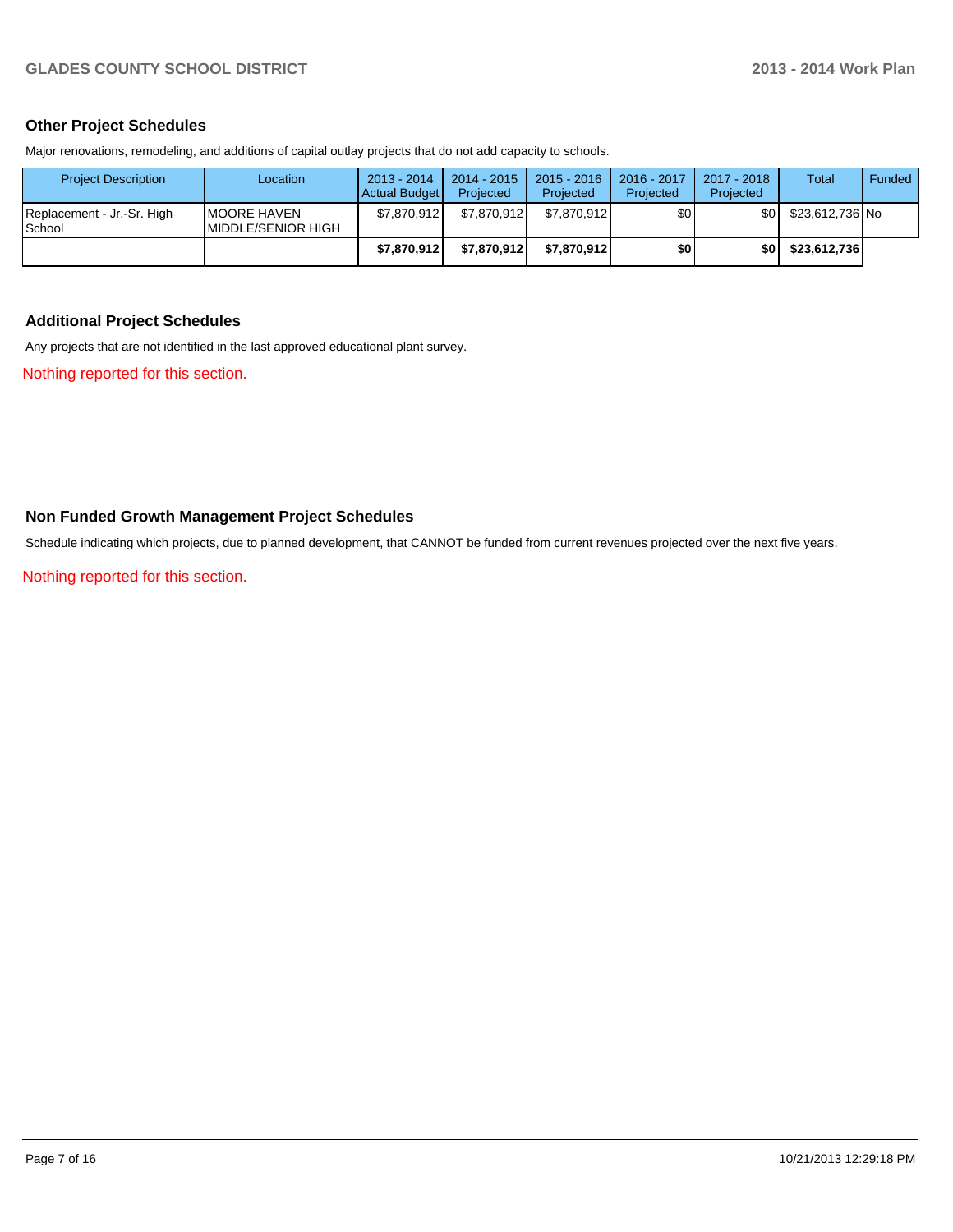## Other Project Schedules

Major renovations, remodeling, and additions of capital outlay projects that do not add capacity to schools.

| Project Description | Location | 2013 - 2014 Actual Budget | 2014 - 2015 Projected | 2015 - 2016 Projected | 2016 - 2017 Projected | 2017 - 2018 Projected | Total | Funded |
|---|---|---|---|---|---|---|---|---|
| Replacement - Jr.-Sr. High School | MOORE HAVEN MIDDLE/SENIOR HIGH | $7,870,912 | $7,870,912 | $7,870,912 | $0 | $0 | $23,612,736 | No |
| | | **$7,870,912** | **$7,870,912** | **$7,870,912** | **$0** | **$0** | **$23,612,736** | |

## Additional Project Schedules

Any projects that are not identified in the last approved educational plant survey.

Nothing reported for this section.

## Non Funded Growth Management Project Schedules

Schedule indicating which projects, due to planned development, that CANNOT be funded from current revenues projected over the next five years.

Nothing reported for this section.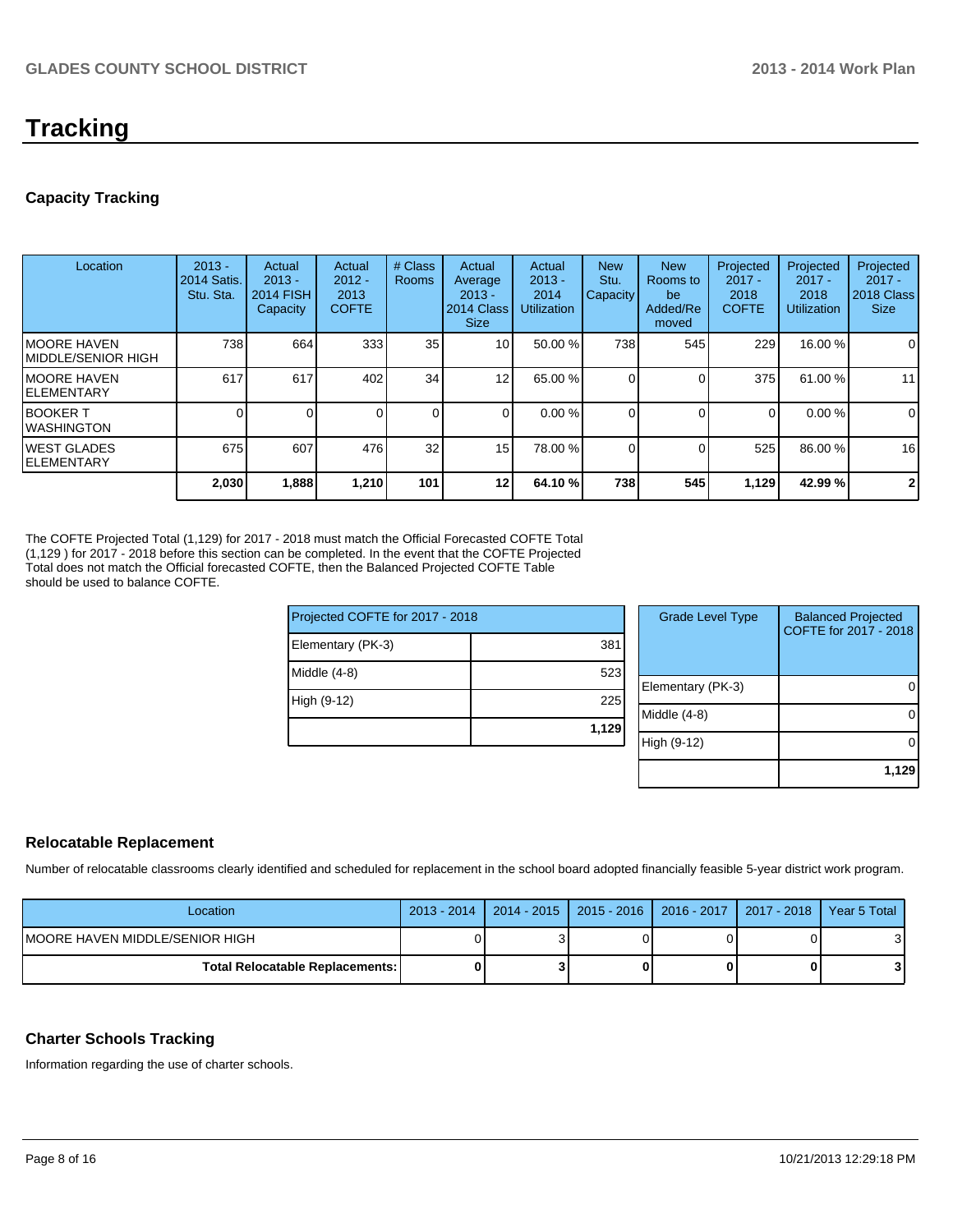# Tracking

## Capacity Tracking

| Location | 2013 - 2014 Satis. Stu. Sta. | Actual 2013 - 2014 FISH Capacity | Actual 2012 - 2013 COFTE | # Class Rooms | Actual Average 2013 - 2014 Class Size | Actual 2013 - 2014 Utilization | New Stu. Capacity | New Rooms to be Added/Removed | Projected 2017 - 2018 COFTE | Projected 2017 - 2018 Utilization | Projected 2017 - 2018 Class Size |
|---|---|---|---|---|---|---|---|---|---|---|---|
| MOORE HAVEN MIDDLE/SENIOR HIGH | 738 | 664 | 333 | 35 | 10 | 50.00 % | 738 | 545 | 229 | 16.00 % | 0 |
| MOORE HAVEN ELEMENTARY | 617 | 617 | 402 | 34 | 12 | 65.00 % | 0 | 0 | 375 | 61.00 % | 11 |
| BOOKER T WASHINGTON | 0 | 0 | 0 | 0 | 0 | 0.00 % | 0 | 0 | 0 | 0.00 % | 0 |
| WEST GLADES ELEMENTARY | 675 | 607 | 476 | 32 | 15 | 78.00 % | 0 | 0 | 525 | 86.00 % | 16 |
| | **2,030** | **1,888** | **1,210** | **101** | **12** | **64.10 %** | **738** | **545** | **1,129** | **42.99 %** | **2** |

The COFTE Projected Total (1,129) for 2017 - 2018 must match the Official Forecasted COFTE Total (1,129 ) for 2017 - 2018 before this section can be completed. In the event that the COFTE Projected Total does not match the Official forecasted COFTE, then the Balanced Projected COFTE Table should be used to balance COFTE.

| Projected COFTE for 2017 - 2018 | |
|---|---|
| Elementary (PK-3) | 381 |
| Middle (4-8) | 523 |
| High (9-12) | 225 |
| | **1,129** |

| Grade Level Type | Balanced Projected COFTE for 2017 - 2018 |
|---|---|
| Elementary (PK-3) | 0 |
| Middle (4-8) | 0 |
| High (9-12) | 0 |
| | **1,129** |

## Relocatable Replacement

Number of relocatable classrooms clearly identified and scheduled for replacement in the school board adopted financially feasible 5-year district work program.

| Location | 2013 - 2014 | 2014 - 2015 | 2015 - 2016 | 2016 - 2017 | 2017 - 2018 | Year 5 Total |
|---|---|---|---|---|---|---|
| MOORE HAVEN MIDDLE/SENIOR HIGH | 0 | 3 | 0 | 0 | 0 | 3 |
| **Total Relocatable Replacements:** | **0** | **3** | **0** | **0** | **0** | **3** |

## Charter Schools Tracking

Information regarding the use of charter schools.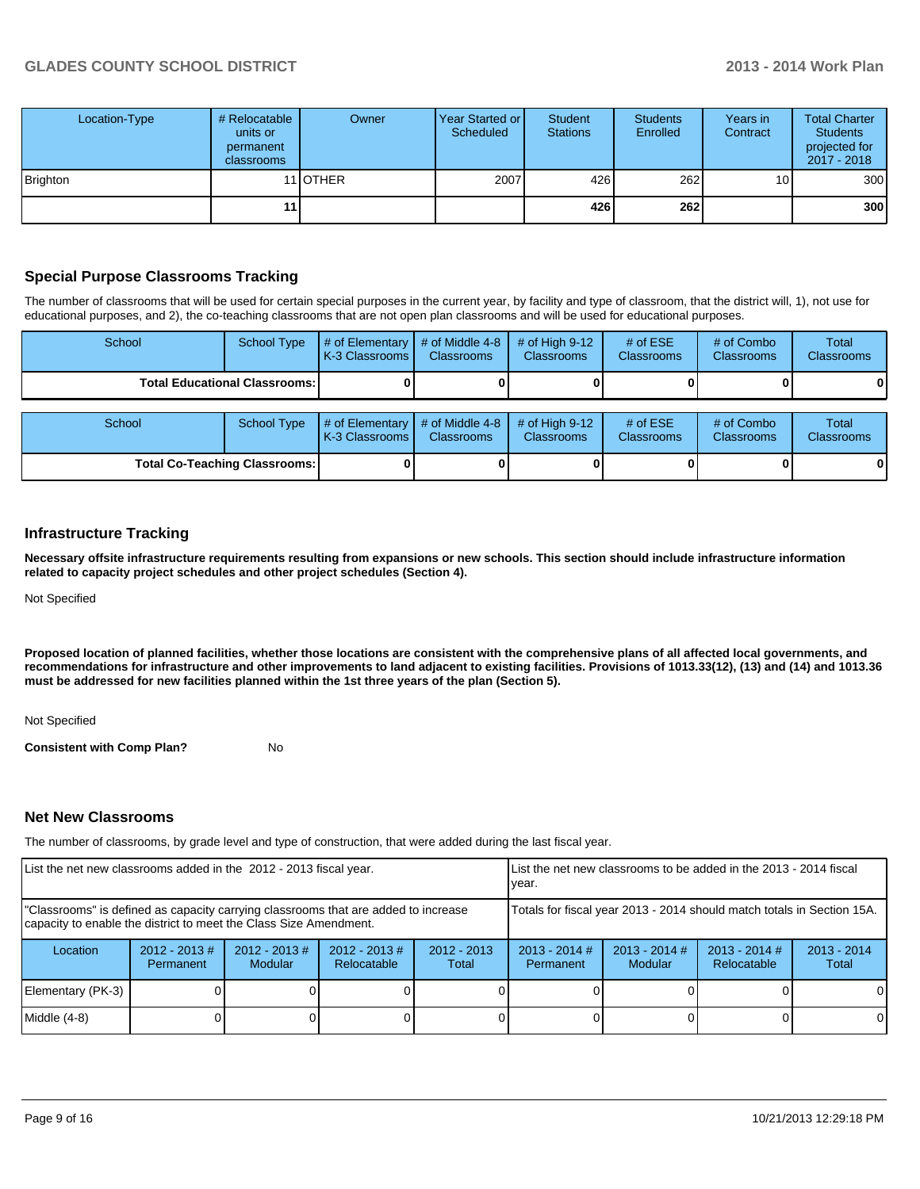| Location-Type | # Relocatable units or permanent classrooms | Owner | Year Started or Scheduled | Student Stations | Students Enrolled | Years in Contract | Total Charter Students projected for 2017 - 2018 |
|---|---|---|---|---|---|---|---|
| Brighton | 11 | OTHER | 2007 | 426 | 262 | 10 | 300 |
| | **11** | | | **426** | **262** | | **300** |

## Special Purpose Classrooms Tracking

The number of classrooms that will be used for certain special purposes in the current year, by facility and type of classroom, that the district will, 1), not use for educational purposes, and 2), the co-teaching classrooms that are not open plan classrooms and will be used for educational purposes.

| School | School Type | # of Elementary K-3 Classrooms | # of Middle 4-8 Classrooms | # of High 9-12 Classrooms | # of ESE Classrooms | # of Combo Classrooms | Total Classrooms |
|---|---|---|---|---|---|---|---|
| **Total Educational Classrooms:** | | **0** | **0** | **0** | **0** | **0** | **0** |

| School | School Type | # of Elementary K-3 Classrooms | # of Middle 4-8 Classrooms | # of High 9-12 Classrooms | # of ESE Classrooms | # of Combo Classrooms | Total Classrooms |
|---|---|---|---|---|---|---|---|
| **Total Co-Teaching Classrooms:** | | **0** | **0** | **0** | **0** | **0** | **0** |

## Infrastructure Tracking

**Necessary offsite infrastructure requirements resulting from expansions or new schools. This section should include infrastructure information related to capacity project schedules and other project schedules (Section 4).**

Not Specified

**Proposed location of planned facilities, whether those locations are consistent with the comprehensive plans of all affected local governments, and recommendations for infrastructure and other improvements to land adjacent to existing facilities. Provisions of 1013.33(12), (13) and (14) and 1013.36 must be addressed for new facilities planned within the 1st three years of the plan (Section 5).**

Not Specified

**Consistent with Comp Plan?** No

## Net New Classrooms

The number of classrooms, by grade level and type of construction, that were added during the last fiscal year.

| List the net new classrooms added in the 2012 - 2013 fiscal year. | | | | | List the net new classrooms to be added in the 2013 - 2014 fiscal year. | | | |
|---|---|---|---|---|---|---|---|---|
| "Classrooms" is defined as capacity carrying classrooms that are added to increase capacity to enable the district to meet the Class Size Amendment. | | | | | Totals for fiscal year 2013 - 2014 should match totals in Section 15A. | | | |
| Location | 2012 - 2013 # Permanent | 2012 - 2013 # Modular | 2012 - 2013 # Relocatable | 2012 - 2013 Total | 2013 - 2014 # Permanent | 2013 - 2014 # Modular | 2013 - 2014 # Relocatable | 2013 - 2014 Total |
| Elementary (PK-3) | 0 | 0 | 0 | 0 | 0 | 0 | 0 | 0 |
| Middle (4-8) | 0 | 0 | 0 | 0 | 0 | 0 | 0 | 0 |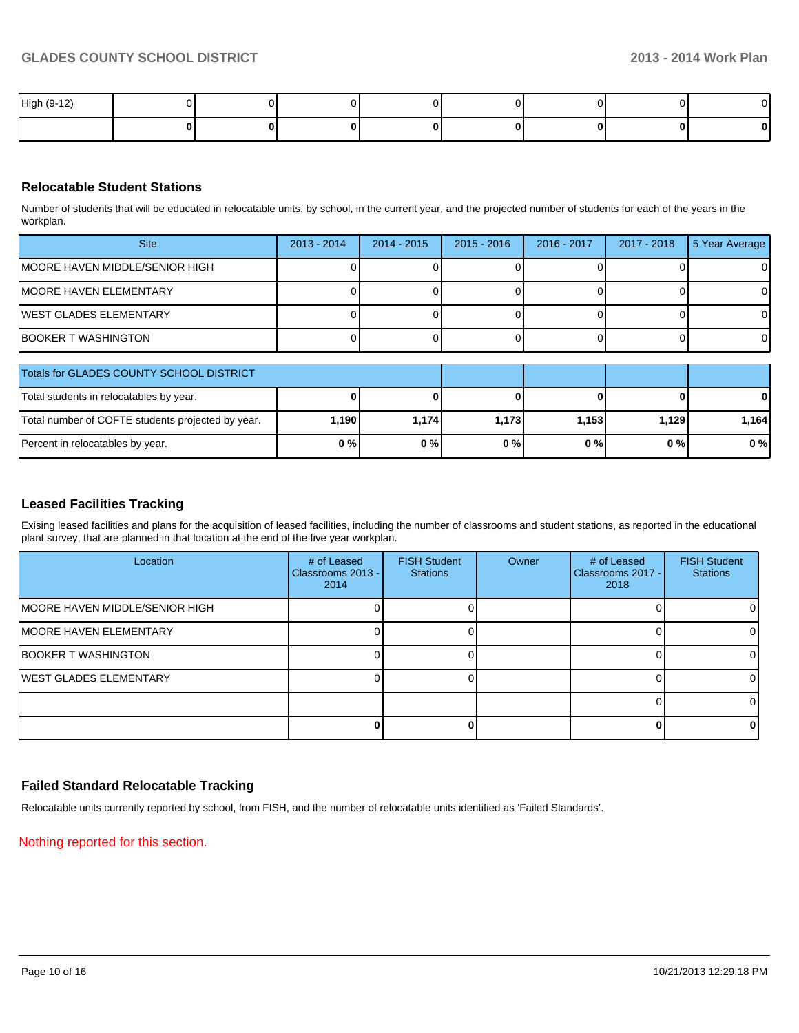| High (9-12) | 0 | 0 | 0 | 0 | 0 | 0 | 0 | 0 |
|---|---|---|---|---|---|---|---|---|
| | **0** | **0** | **0** | **0** | **0** | **0** | **0** | **0** |

### Relocatable Student Stations

Number of students that will be educated in relocatable units, by school, in the current year, and the projected number of students for each of the years in the workplan.

| Site | 2013 - 2014 | 2014 - 2015 | 2015 - 2016 | 2016 - 2017 | 2017 - 2018 | 5 Year Average |
|---|---|---|---|---|---|---|
| MOORE HAVEN MIDDLE/SENIOR HIGH | 0 | 0 | 0 | 0 | 0 | 0 |
| MOORE HAVEN ELEMENTARY | 0 | 0 | 0 | 0 | 0 | 0 |
| WEST GLADES ELEMENTARY | 0 | 0 | 0 | 0 | 0 | 0 |
| BOOKER T WASHINGTON | 0 | 0 | 0 | 0 | 0 | 0 |
| Totals for GLADES COUNTY SCHOOL DISTRICT | | | | | | |
| Total students in relocatables by year. | **0** | **0** | **0** | **0** | **0** | **0** |
| Total number of COFTE students projected by year. | **1,190** | **1,174** | **1,173** | **1,153** | **1,129** | **1,164** |
| Percent in relocatables by year. | **0 %** | **0 %** | **0 %** | **0 %** | **0 %** | **0 %** |

### Leased Facilities Tracking

Exising leased facilities and plans for the acquisition of leased facilities, including the number of classrooms and student stations, as reported in the educational plant survey, that are planned in that location at the end of the five year workplan.

| Location | # of Leased Classrooms 2013 - 2014 | FISH Student Stations | Owner | # of Leased Classrooms 2017 - 2018 | FISH Student Stations |
|---|---|---|---|---|---|
| MOORE HAVEN MIDDLE/SENIOR HIGH | 0 | 0 | | 0 | 0 |
| MOORE HAVEN ELEMENTARY | 0 | 0 | | 0 | 0 |
| BOOKER T WASHINGTON | 0 | 0 | | 0 | 0 |
| WEST GLADES ELEMENTARY | 0 | 0 | | 0 | 0 |
| | | | | 0 | 0 |
| | **0** | **0** | | **0** | **0** |

### Failed Standard Relocatable Tracking

Relocatable units currently reported by school, from FISH, and the number of relocatable units identified as 'Failed Standards'.

Nothing reported for this section.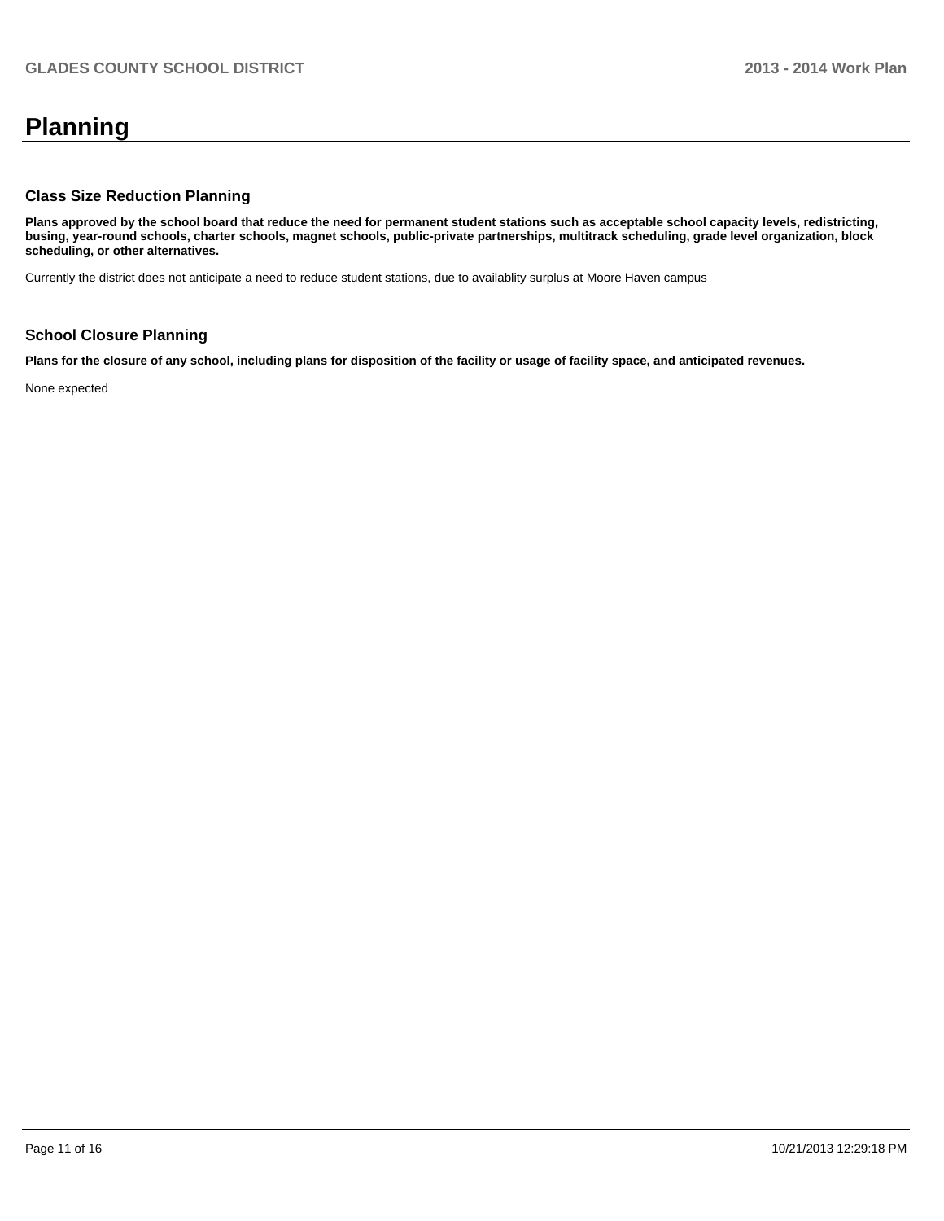# Planning

## Class Size Reduction Planning

**Plans approved by the school board that reduce the need for permanent student stations such as acceptable school capacity levels, redistricting, busing, year-round schools, charter schools, magnet schools, public-private partnerships, multitrack scheduling, grade level organization, block scheduling, or other alternatives.**

Currently the district does not anticipate a need to reduce student stations, due to availablity surplus at Moore Haven campus

## School Closure Planning

**Plans for the closure of any school, including plans for disposition of the facility or usage of facility space, and anticipated revenues.**

None expected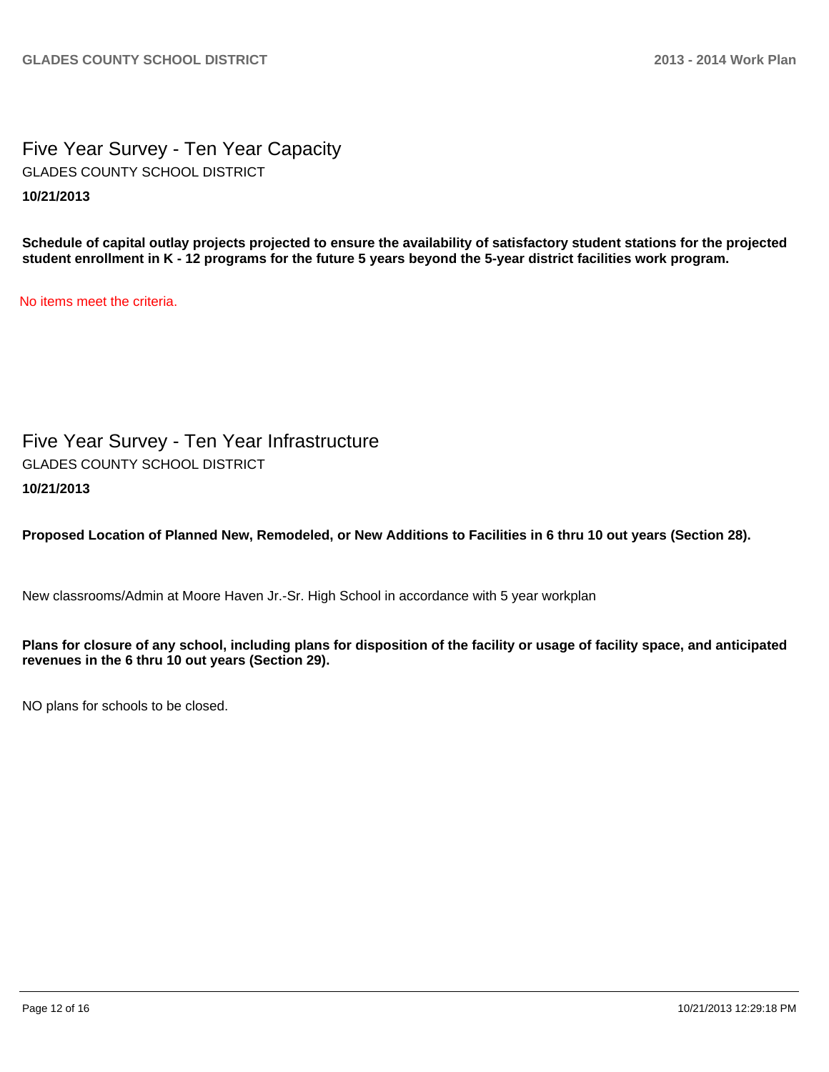## Five Year Survey - Ten Year Capacity

GLADES COUNTY SCHOOL DISTRICT

**10/21/2013**

**Schedule of capital outlay projects projected to ensure the availability of satisfactory student stations for the projected student enrollment in K - 12 programs for the future 5 years beyond the 5-year district facilities work program.**

No items meet the criteria.

## Five Year Survey - Ten Year Infrastructure

GLADES COUNTY SCHOOL DISTRICT

**10/21/2013**

**Proposed Location of Planned New, Remodeled, or New Additions to Facilities in 6 thru 10 out years (Section 28).**

New classrooms/Admin at Moore Haven Jr.-Sr. High School in accordance with 5 year workplan

**Plans for closure of any school, including plans for disposition of the facility or usage of facility space, and anticipated revenues in the 6 thru 10 out years (Section 29).**

NO plans for schools to be closed.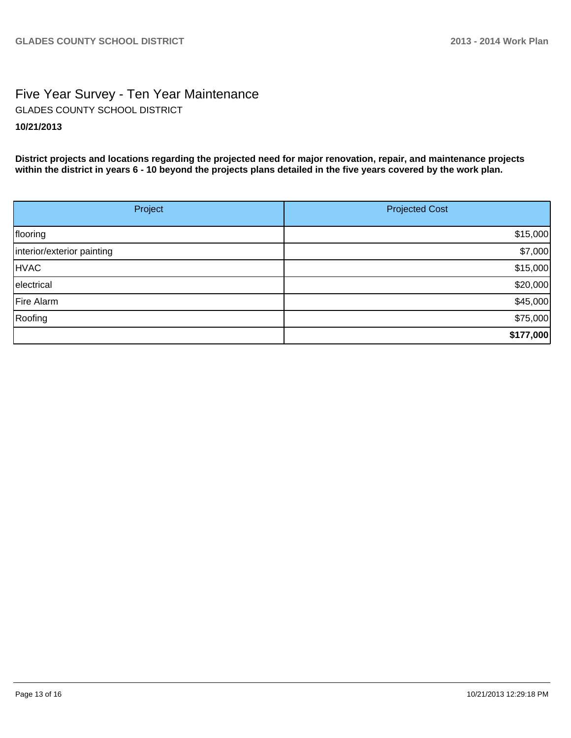# Five Year Survey - Ten Year Maintenance

GLADES COUNTY SCHOOL DISTRICT

**10/21/2013**

**District projects and locations regarding the projected need for major renovation, repair, and maintenance projects within the district in years 6 - 10 beyond the projects plans detailed in the five years covered by the work plan.**

| Project | Projected Cost |
|---|---:|
| flooring | $15,000 |
| interior/exterior painting | $7,000 |
| HVAC | $15,000 |
| electrical | $20,000 |
| Fire Alarm | $45,000 |
| Roofing | $75,000 |
| | **$177,000** |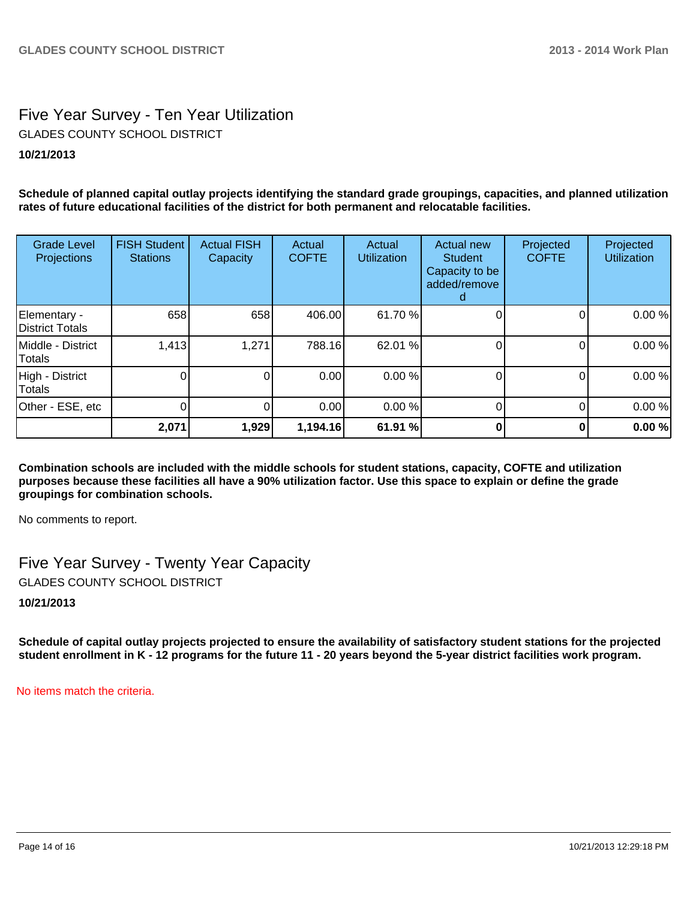# Five Year Survey - Ten Year Utilization

GLADES COUNTY SCHOOL DISTRICT

**10/21/2013**

**Schedule of planned capital outlay projects identifying the standard grade groupings, capacities, and planned utilization rates of future educational facilities of the district for both permanent and relocatable facilities.**

| Grade Level Projections | FISH Student Stations | Actual FISH Capacity | Actual COFTE | Actual Utilization | Actual new Student Capacity to be added/removed | Projected COFTE | Projected Utilization |
|---|---|---|---|---|---|---|---|
| Elementary - District Totals | 658 | 658 | 406.00 | 61.70 % | 0 | 0 | 0.00 % |
| Middle - District Totals | 1,413 | 1,271 | 788.16 | 62.01 % | 0 | 0 | 0.00 % |
| High - District Totals | 0 | 0 | 0.00 | 0.00 % | 0 | 0 | 0.00 % |
| Other - ESE, etc | 0 | 0 | 0.00 | 0.00 % | 0 | 0 | 0.00 % |
| | **2,071** | **1,929** | **1,194.16** | **61.91 %** | **0** | **0** | **0.00 %** |

**Combination schools are included with the middle schools for student stations, capacity, COFTE and utilization purposes because these facilities all have a 90% utilization factor. Use this space to explain or define the grade groupings for combination schools.**

No comments to report.

# Five Year Survey - Twenty Year Capacity

GLADES COUNTY SCHOOL DISTRICT

**10/21/2013**

**Schedule of capital outlay projects projected to ensure the availability of satisfactory student stations for the projected student enrollment in K - 12 programs for the future 11 - 20 years beyond the 5-year district facilities work program.**

No items match the criteria.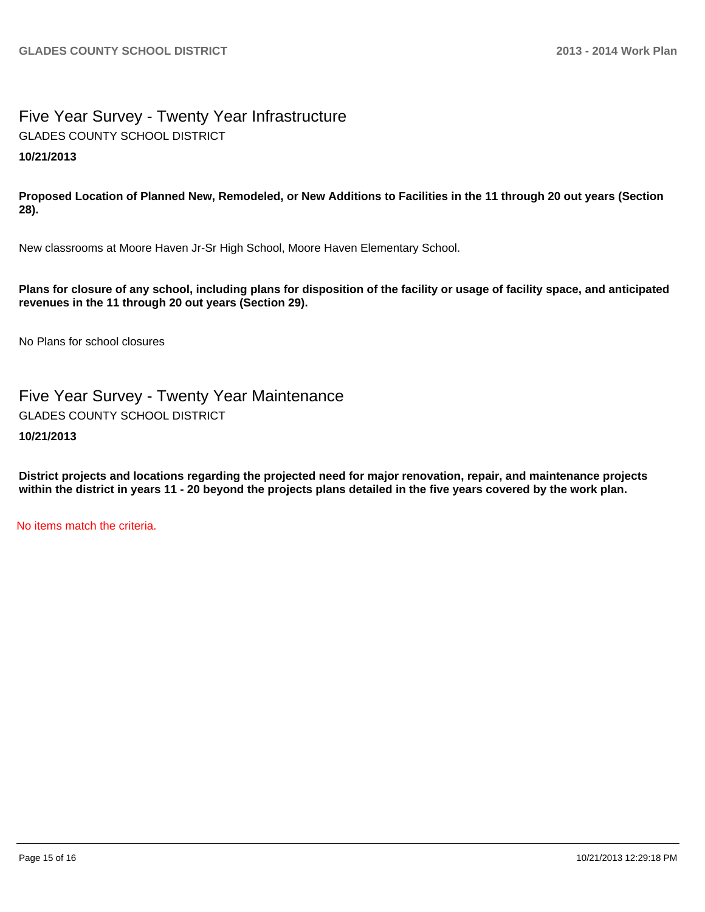## Five Year Survey - Twenty Year Infrastructure

GLADES COUNTY SCHOOL DISTRICT

**10/21/2013**

**Proposed Location of Planned New, Remodeled, or New Additions to Facilities in the 11 through 20 out years (Section 28).**

New classrooms at Moore Haven Jr-Sr High School, Moore Haven Elementary School.

**Plans for closure of any school, including plans for disposition of the facility or usage of facility space, and anticipated revenues in the 11 through 20 out years (Section 29).**

No Plans for school closures

## Five Year Survey - Twenty Year Maintenance

GLADES COUNTY SCHOOL DISTRICT

**10/21/2013**

**District projects and locations regarding the projected need for major renovation, repair, and maintenance projects within the district in years 11 - 20 beyond the projects plans detailed in the five years covered by the work plan.**

No items match the criteria.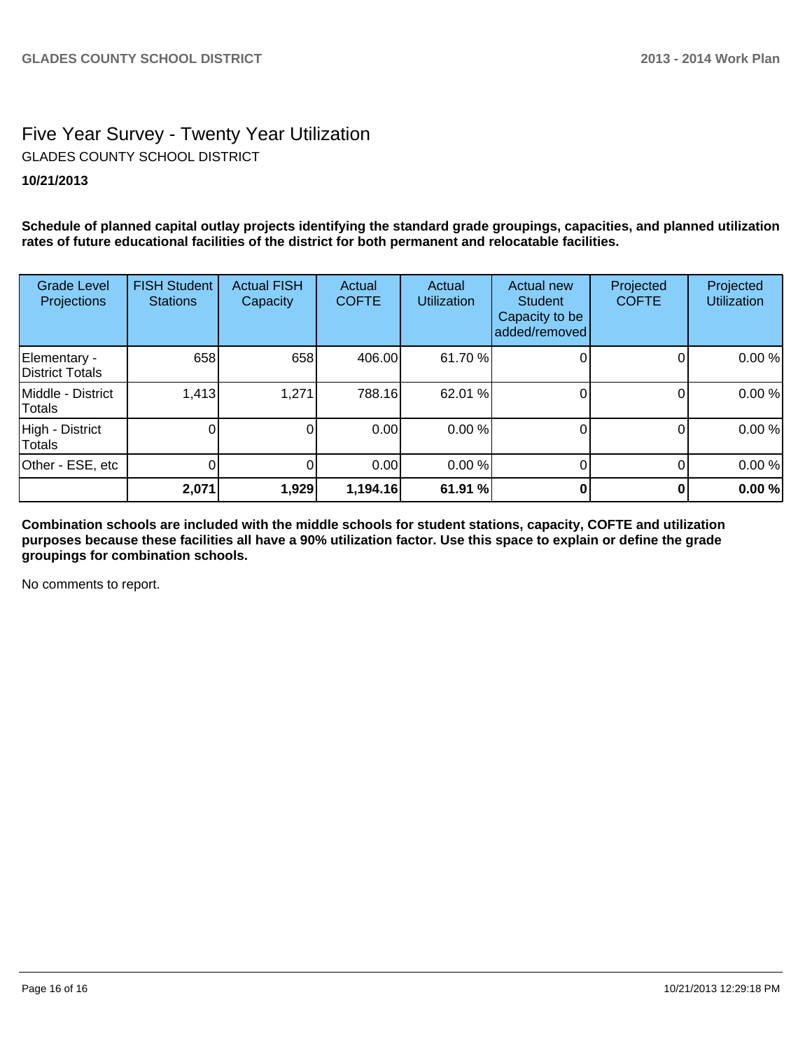# Five Year Survey - Twenty Year Utilization

GLADES COUNTY SCHOOL DISTRICT

**10/21/2013**

**Schedule of planned capital outlay projects identifying the standard grade groupings, capacities, and planned utilization rates of future educational facilities of the district for both permanent and relocatable facilities.**

| Grade Level Projections | FISH Student Stations | Actual FISH Capacity | Actual COFTE | Actual Utilization | Actual new Student Capacity to be added/removed | Projected COFTE | Projected Utilization |
|---|---|---|---|---|---|---|---|
| Elementary - District Totals | 658 | 658 | 406.00 | 61.70 % | 0 | 0 | 0.00 % |
| Middle - District Totals | 1,413 | 1,271 | 788.16 | 62.01 % | 0 | 0 | 0.00 % |
| High - District Totals | 0 | 0 | 0.00 | 0.00 % | 0 | 0 | 0.00 % |
| Other - ESE, etc | 0 | 0 | 0.00 | 0.00 % | 0 | 0 | 0.00 % |
| | **2,071** | **1,929** | **1,194.16** | **61.91 %** | **0** | **0** | **0.00 %** |

**Combination schools are included with the middle schools for student stations, capacity, COFTE and utilization purposes because these facilities all have a 90% utilization factor. Use this space to explain or define the grade groupings for combination schools.**

No comments to report.